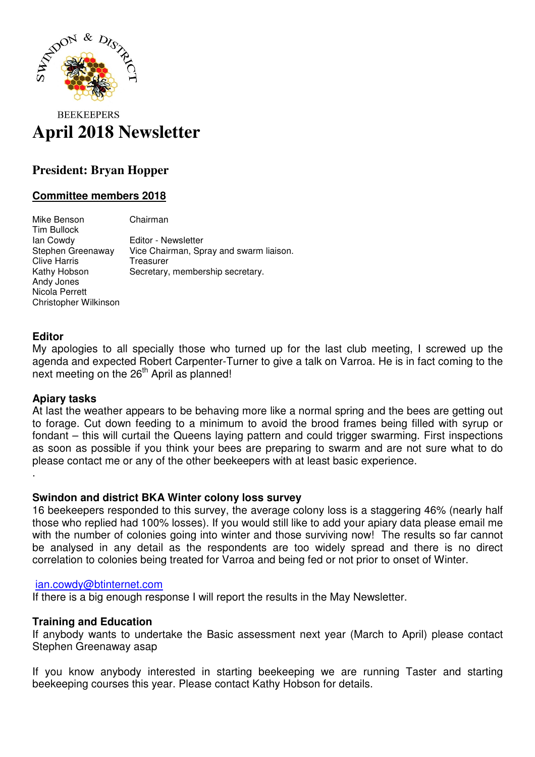SWINDON & DISTRICT

BEEKEEPERS

# April 2018 Newsletter

## President: Bryan Hopper

### Committee members 2018

| | |
|---|---|
| Mike Benson | Chairman |
| Tim Bullock | |
| Ian Cowdy | Editor - Newsletter |
| Stephen Greenaway | Vice Chairman, Spray and swarm liaison. |
| Clive Harris | Treasurer |
| Kathy Hobson | Secretary, membership secretary. |
| Andy Jones | |
| Nicola Perrett | |
| Christopher Wilkinson | |

**Editor**

My apologies to all specially those who turned up for the last club meeting, I screwed up the agenda and expected Robert Carpenter-Turner to give a talk on Varroa. He is in fact coming to the next meeting on the 26th April as planned!

**Apiary tasks**

At last the weather appears to be behaving more like a normal spring and the bees are getting out to forage. Cut down feeding to a minimum to avoid the brood frames being filled with syrup or fondant – this will curtail the Queens laying pattern and could trigger swarming. First inspections as soon as possible if you think your bees are preparing to swarm and are not sure what to do please contact me or any of the other beekeepers with at least basic experience.

.

**Swindon and district BKA Winter colony loss survey**

16 beekeepers responded to this survey, the average colony loss is a staggering 46% (nearly half those who replied had 100% losses). If you would still like to add your apiary data please email me with the number of colonies going into winter and those surviving now! The results so far cannot be analysed in any detail as the respondents are too widely spread and there is no direct correlation to colonies being treated for Varroa and being fed or not prior to onset of Winter.

ian.cowdy@btinternet.com

If there is a big enough response I will report the results in the May Newsletter.

**Training and Education**

If anybody wants to undertake the Basic assessment next year (March to April) please contact Stephen Greenaway asap

If you know anybody interested in starting beekeeping we are running Taster and starting beekeeping courses this year. Please contact Kathy Hobson for details.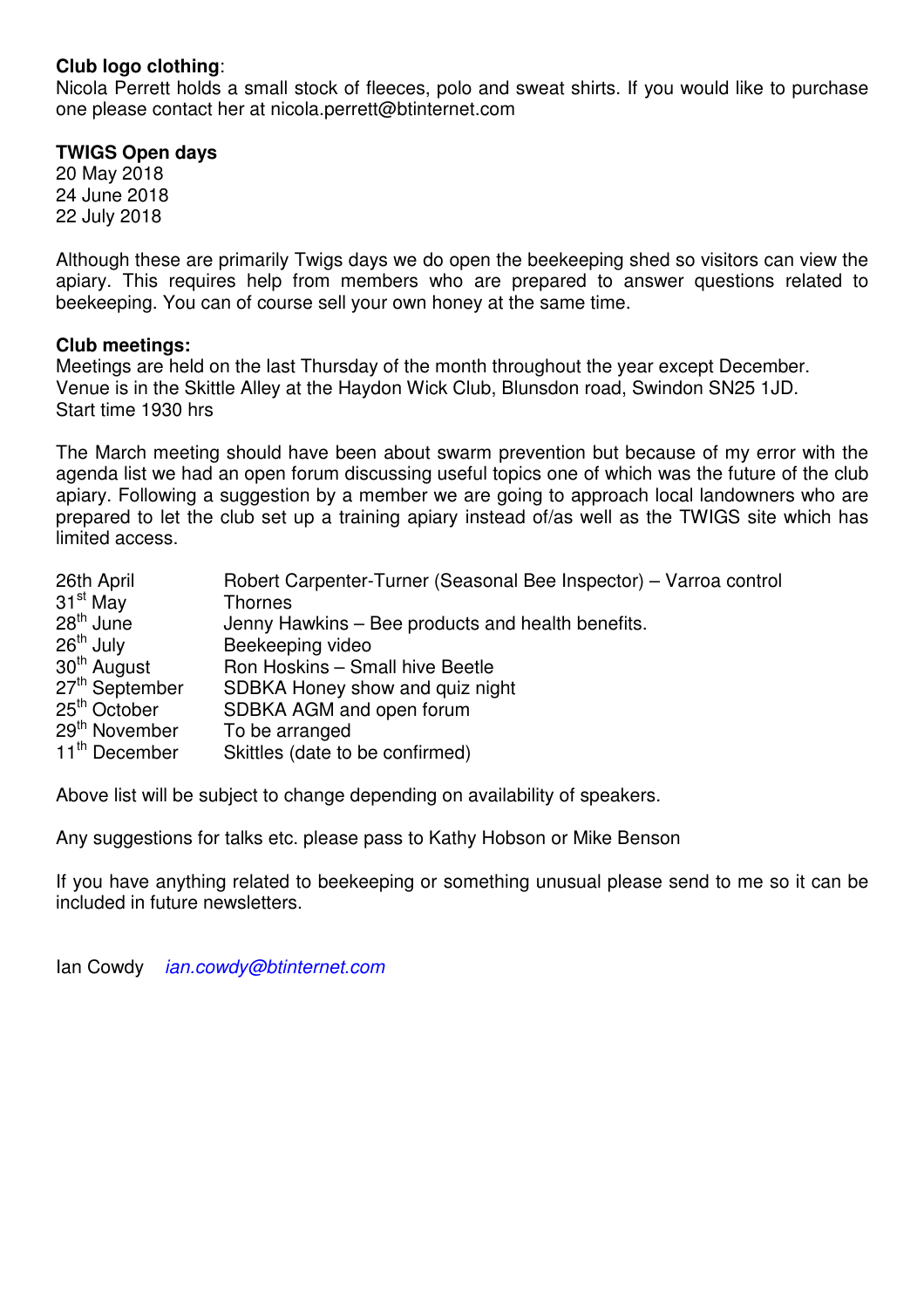**Club logo clothing**:
Nicola Perrett holds a small stock of fleeces, polo and sweat shirts. If you would like to purchase one please contact her at nicola.perrett@btinternet.com

**TWIGS Open days**
20 May 2018
24 June 2018
22 July 2018

Although these are primarily Twigs days we do open the beekeeping shed so visitors can view the apiary. This requires help from members who are prepared to answer questions related to beekeeping. You can of course sell your own honey at the same time.

**Club meetings:**
Meetings are held on the last Thursday of the month throughout the year except December.
Venue is in the Skittle Alley at the Haydon Wick Club, Blunsdon road, Swindon SN25 1JD.
Start time 1930 hrs

The March meeting should have been about swarm prevention but because of my error with the agenda list we had an open forum discussing useful topics one of which was the future of the club apiary. Following a suggestion by a member we are going to approach local landowners who are prepared to let the club set up a training apiary instead of/as well as the TWIGS site which has limited access.

| | |
|---|---|
| 26th April | Robert Carpenter-Turner (Seasonal Bee Inspector) – Varroa control |
| 31st May | Thornes |
| 28th June | Jenny Hawkins – Bee products and health benefits. |
| 26th July | Beekeeping video |
| 30th August | Ron Hoskins – Small hive Beetle |
| 27th September | SDBKA Honey show and quiz night |
| 25th October | SDBKA AGM and open forum |
| 29th November | To be arranged |
| 11th December | Skittles (date to be confirmed) |

Above list will be subject to change depending on availability of speakers.

Any suggestions for talks etc. please pass to Kathy Hobson or Mike Benson

If you have anything related to beekeeping or something unusual please send to me so it can be included in future newsletters.

Ian Cowdy *ian.cowdy@btinternet.com*